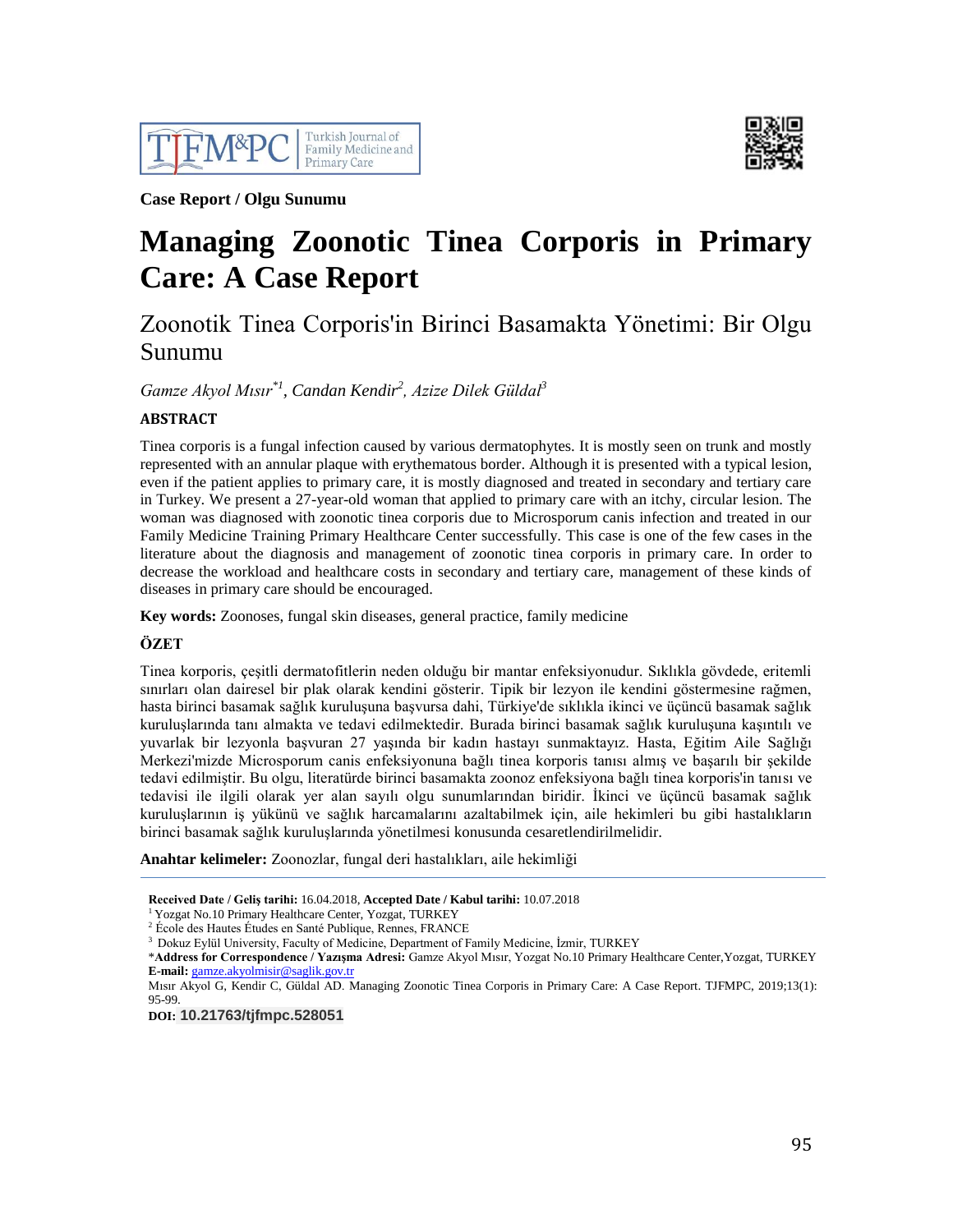Case Report / Olgu Sunumu

# Managing Zoonotic Tinea Corporis in Primary Care: A Case Report

## Zoonotik Tinea Corporis'in Birinci Basamakta Yönetimi: Bir Olgu Sunumu

*Gamze Akyol Mısır[*1], Candan Kendir[2], Azize Dilek Güldal[3]*

### ABSTRACT

Tinea corporis is a fungal infection caused by various dermatophytes. It is mostly seen on trunk and mostly represented with an annular plaque with erythematous border. Although it is presented with a typical lesion, even if the patient applies to primary care, it is mostly diagnosed and treated in secondary and tertiary care in Turkey. We present a 27-year-old woman that applied to primary care with an itchy, circular lesion. The woman was diagnosed with zoonotic tinea corporis due to Microsporum canis infection and treated in our Family Medicine Training Primary Healthcare Center successfully. This case is one of the few cases in the literature about the diagnosis and management of zoonotic tinea corporis in primary care. In order to decrease the workload and healthcare costs in secondary and tertiary care, management of these kinds of diseases in primary care should be encouraged.

**Key words:** Zoonoses, fungal skin diseases, general practice, family medicine

### ÖZET

Tinea korporis, çeşitli dermatofitlerin neden olduğu bir mantar enfeksiyonudur. Sıklıkla gövdede, eritemli sınırları olan dairesel bir plak olarak kendini gösterir. Tipik bir lezyon ile kendini göstermesine rağmen, hasta birinci basamak sağlık kuruluşuna başvursa dahi, Türkiye'de sıklıkla ikinci ve üçüncü basamak sağlık kuruluşlarında tanı almakta ve tedavi edilmektedir. Burada birinci basamak sağlık kuruluşuna kaşıntılı ve yuvarlak bir lezyonla başvuran 27 yaşında bir kadın hastayı sunmaktayız. Hasta, Eğitim Aile Sağlığı Merkezi'mizde Microsporum canis enfeksiyonuna bağlı tinea korporis tanısı almış ve başarılı bir şekilde tedavi edilmiştir. Bu olgu, literatürde birinci basamakta zoonoz enfeksiyona bağlı tinea korporis'in tanısı ve tedavisi ile ilgili olarak yer alan sayılı olgu sunumlarından biridir. İkinci ve üçüncü basamak sağlık kuruluşlarının iş yükünü ve sağlık harcamalarını azaltabilmek için, aile hekimleri bu gibi hastalıkların birinci basamak sağlık kuruluşlarında yönetilmesi konusunda cesaretlendirilmelidir.

**Anahtar kelimeler:** Zoonozlar, fungal deri hastalıkları, aile hekimliği

---

**Received Date / Geliş tarihi:** 16.04.2018, **Accepted Date / Kabul tarihi:** 10.07.2018

[1] Yozgat No.10 Primary Healthcare Center, Yozgat, TURKEY

[2] École des Hautes Études en Santé Publique, Rennes, FRANCE

[3] Dokuz Eylül University, Faculty of Medicine, Department of Family Medicine, İzmir, TURKEY

*__Address for Correspondence / Yazışma Adresi:__ Gamze Akyol Mısır, Yozgat No.10 Primary Healthcare Center,Yozgat, TURKEY
**E-mail:** gamze.akyolmisir@saglik.gov.tr

Mısır Akyol G, Kendir C, Güldal AD. Managing Zoonotic Tinea Corporis in Primary Care: A Case Report. TJFMPC, 2019;13(1): 95-99.

**DOI:** 10.21763/tjfmpc.528051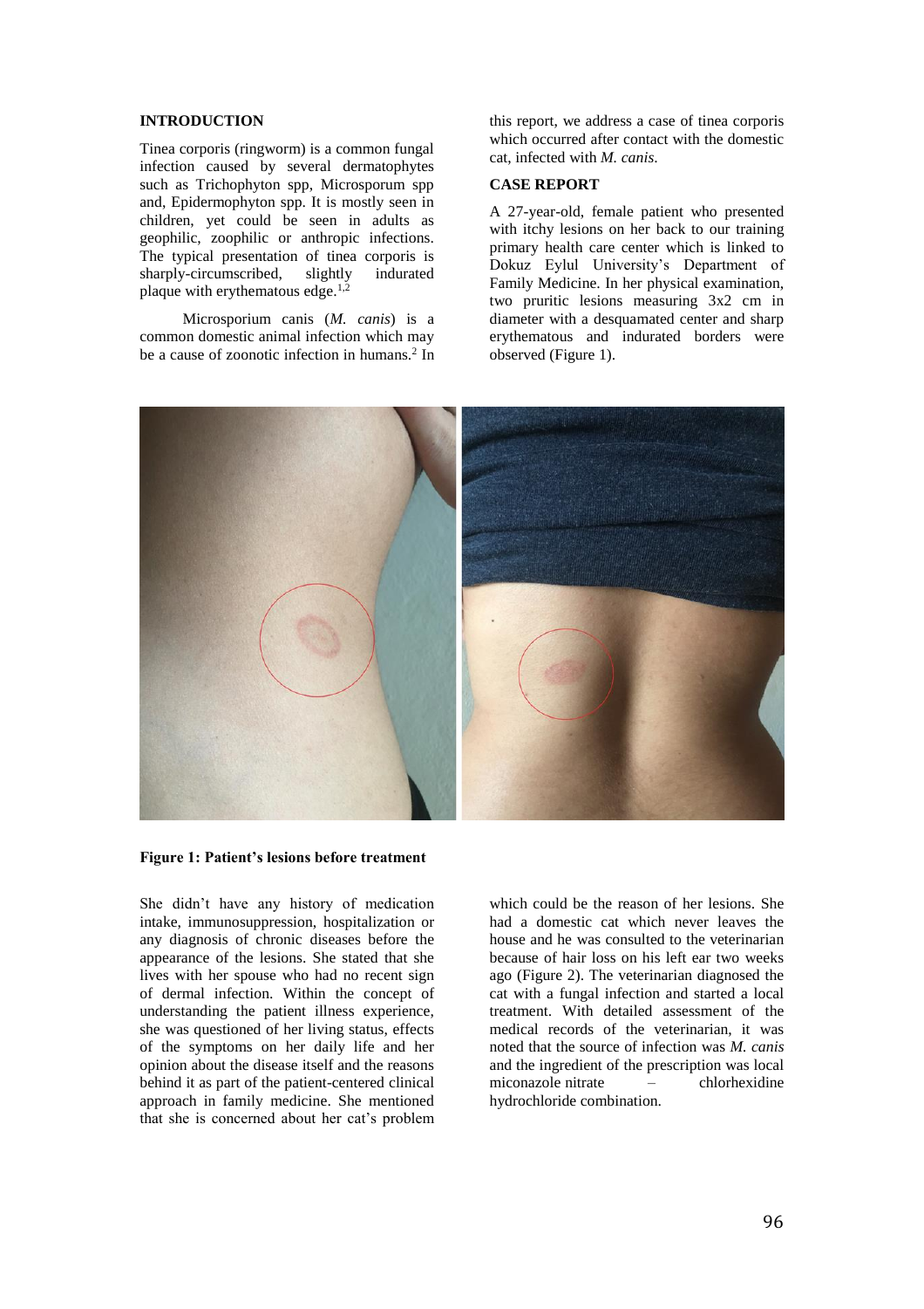## INTRODUCTION

Tinea corporis (ringworm) is a common fungal infection caused by several dermatophytes such as Trichophyton spp, Microsporum spp and, Epidermophyton spp. It is mostly seen in children, yet could be seen in adults as geophilic, zoophilic or anthropic infections. The typical presentation of tinea corporis is sharply-circumscribed, slightly indurated plaque with erythematous edge.[1,2]

Microsporium canis (*M. canis*) is a common domestic animal infection which may be a cause of zoonotic infection in humans.[2] In this report, we address a case of tinea corporis which occurred after contact with the domestic cat, infected with *M. canis*.

## CASE REPORT

A 27-year-old, female patient who presented with itchy lesions on her back to our training primary health care center which is linked to Dokuz Eylul University's Department of Family Medicine. In her physical examination, two pruritic lesions measuring 3x2 cm in diameter with a desquamated center and sharp erythematous and indurated borders were observed (Figure 1).

**Figure 1: Patient's lesions before treatment**

She didn't have any history of medication intake, immunosuppression, hospitalization or any diagnosis of chronic diseases before the appearance of the lesions. She stated that she lives with her spouse who had no recent sign of dermal infection. Within the concept of understanding the patient illness experience, she was questioned of her living status, effects of the symptoms on her daily life and her opinion about the disease itself and the reasons behind it as part of the patient-centered clinical approach in family medicine. She mentioned that she is concerned about her cat's problem which could be the reason of her lesions. She had a domestic cat which never leaves the house and he was consulted to the veterinarian because of hair loss on his left ear two weeks ago (Figure 2). The veterinarian diagnosed the cat with a fungal infection and started a local treatment. With detailed assessment of the medical records of the veterinarian, it was noted that the source of infection was *M. canis* and the ingredient of the prescription was local miconazole nitrate – chlorhexidine hydrochloride combination.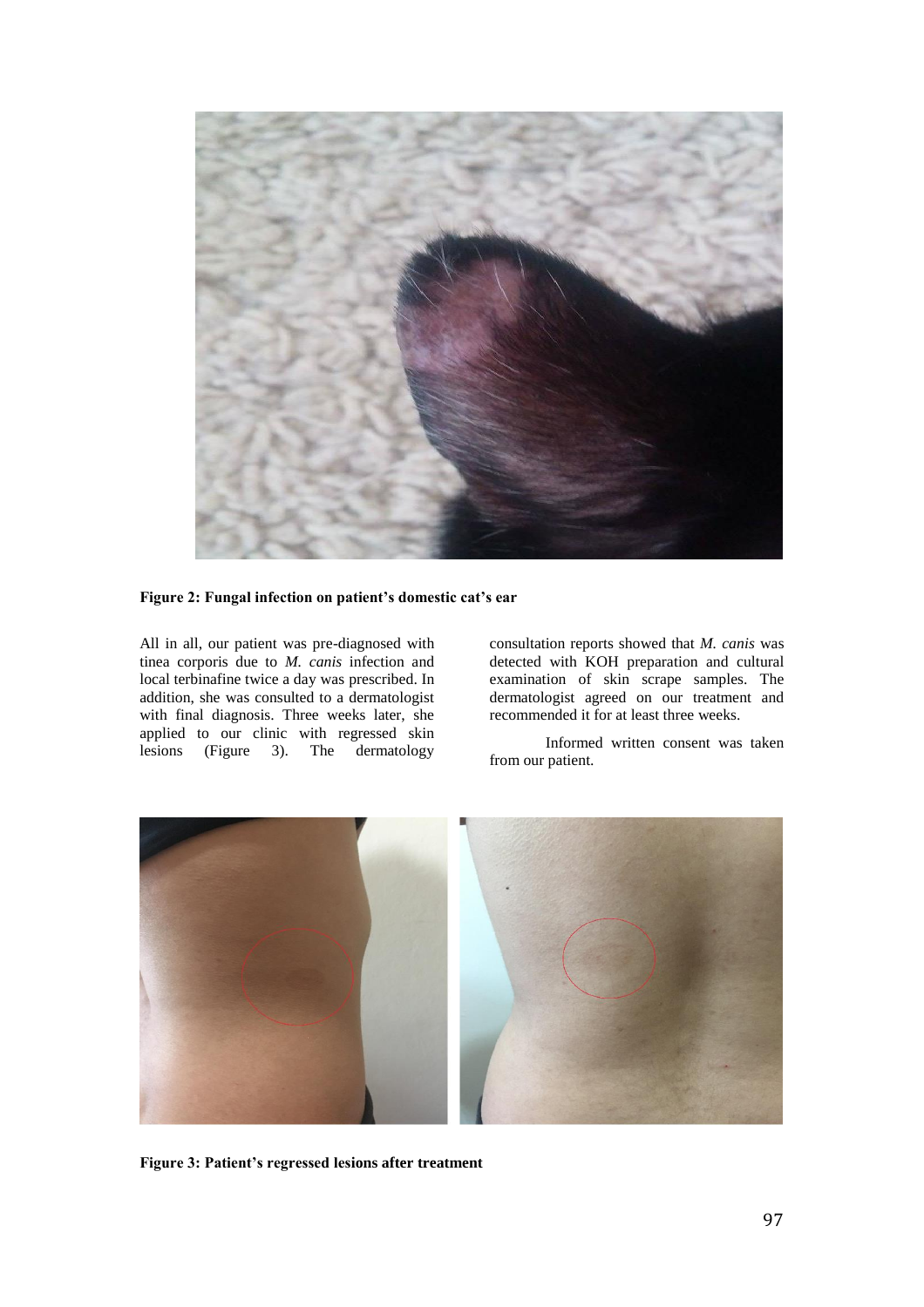Figure 2: Fungal infection on patient's domestic cat's ear

All in all, our patient was pre-diagnosed with tinea corporis due to *M. canis* infection and local terbinafine twice a day was prescribed. In addition, she was consulted to a dermatologist with final diagnosis. Three weeks later, she applied to our clinic with regressed skin lesions (Figure 3). The dermatology consultation reports showed that *M. canis* was detected with KOH preparation and cultural examination of skin scrape samples. The dermatologist agreed on our treatment and recommended it for at least three weeks.

Informed written consent was taken from our patient.

Figure 3: Patient's regressed lesions after treatment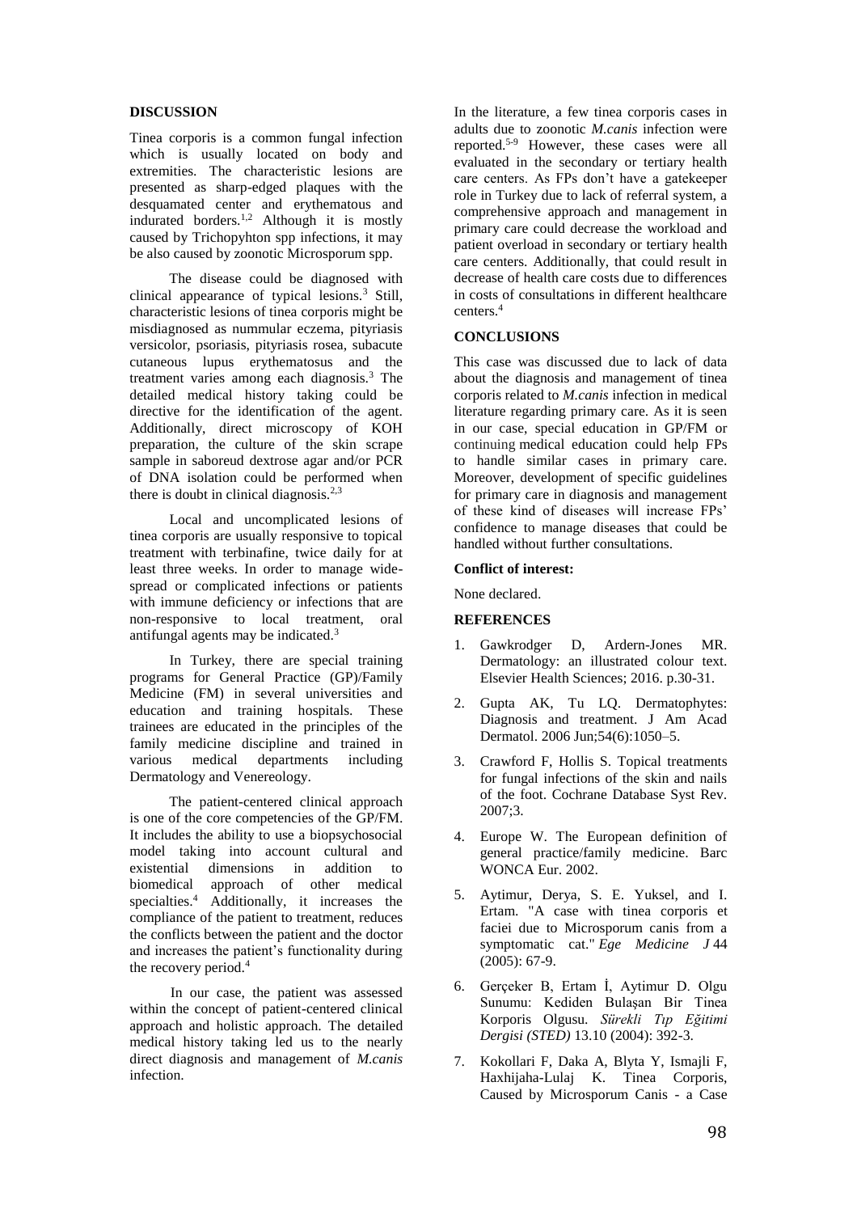## DISCUSSION

Tinea corporis is a common fungal infection which is usually located on body and extremities. The characteristic lesions are presented as sharp-edged plaques with the desquamated center and erythematous and indurated borders.[1,2] Although it is mostly caused by Trichopyhton spp infections, it may be also caused by zoonotic Microsporum spp.

The disease could be diagnosed with clinical appearance of typical lesions.[3] Still, characteristic lesions of tinea corporis might be misdiagnosed as nummular eczema, pityriasis versicolor, psoriasis, pityriasis rosea, subacute cutaneous lupus erythematosus and the treatment varies among each diagnosis.[3] The detailed medical history taking could be directive for the identification of the agent. Additionally, direct microscopy of KOH preparation, the culture of the skin scrape sample in saboreud dextrose agar and/or PCR of DNA isolation could be performed when there is doubt in clinical diagnosis.[2,3]

Local and uncomplicated lesions of tinea corporis are usually responsive to topical treatment with terbinafine, twice daily for at least three weeks. In order to manage wide-spread or complicated infections or patients with immune deficiency or infections that are non-responsive to local treatment, oral antifungal agents may be indicated.[3]

In Turkey, there are special training programs for General Practice (GP)/Family Medicine (FM) in several universities and education and training hospitals. These trainees are educated in the principles of the family medicine discipline and trained in various medical departments including Dermatology and Venereology.

The patient-centered clinical approach is one of the core competencies of the GP/FM. It includes the ability to use a biopsychosocial model taking into account cultural and existential dimensions in addition to biomedical approach of other medical specialties.[4] Additionally, it increases the compliance of the patient to treatment, reduces the conflicts between the patient and the doctor and increases the patient's functionality during the recovery period.[4]

In our case, the patient was assessed within the concept of patient-centered clinical approach and holistic approach. The detailed medical history taking led us to the nearly direct diagnosis and management of *M.canis* infection.

In the literature, a few tinea corporis cases in adults due to zoonotic *M.canis* infection were reported.[5-9] However, these cases were all evaluated in the secondary or tertiary health care centers. As FPs don't have a gatekeeper role in Turkey due to lack of referral system, a comprehensive approach and management in primary care could decrease the workload and patient overload in secondary or tertiary health care centers. Additionally, that could result in decrease of health care costs due to differences in costs of consultations in different healthcare centers.[4]

## CONCLUSIONS

This case was discussed due to lack of data about the diagnosis and management of tinea corporis related to *M.canis* infection in medical literature regarding primary care. As it is seen in our case, special education in GP/FM or continuing medical education could help FPs to handle similar cases in primary care. Moreover, development of specific guidelines for primary care in diagnosis and management of these kind of diseases will increase FPs' confidence to manage diseases that could be handled without further consultations.

**Conflict of interest:**

None declared.

## REFERENCES

1. Gawkrodger D, Ardern-Jones MR. Dermatology: an illustrated colour text. Elsevier Health Sciences; 2016. p.30-31.
2. Gupta AK, Tu LQ. Dermatophytes: Diagnosis and treatment. J Am Acad Dermatol. 2006 Jun;54(6):1050–5.
3. Crawford F, Hollis S. Topical treatments for fungal infections of the skin and nails of the foot. Cochrane Database Syst Rev. 2007;3.
4. Europe W. The European definition of general practice/family medicine. Barc WONCA Eur. 2002.
5. Aytimur, Derya, S. E. Yuksel, and I. Ertam. "A case with tinea corporis et faciei due to Microsporum canis from a symptomatic cat." *Ege Medicine J* 44 (2005): 67-9.
6. Gerçeker B, Ertam İ, Aytimur D. Olgu Sunumu: Kediden Bulaşan Bir Tinea Korporis Olgusu. *Sürekli Tıp Eğitimi Dergisi (STED)* 13.10 (2004): 392-3.
7. Kokollari F, Daka A, Blyta Y, Ismajli F, Haxhijaha-Lulaj K. Tinea Corporis, Caused by Microsporum Canis - a Case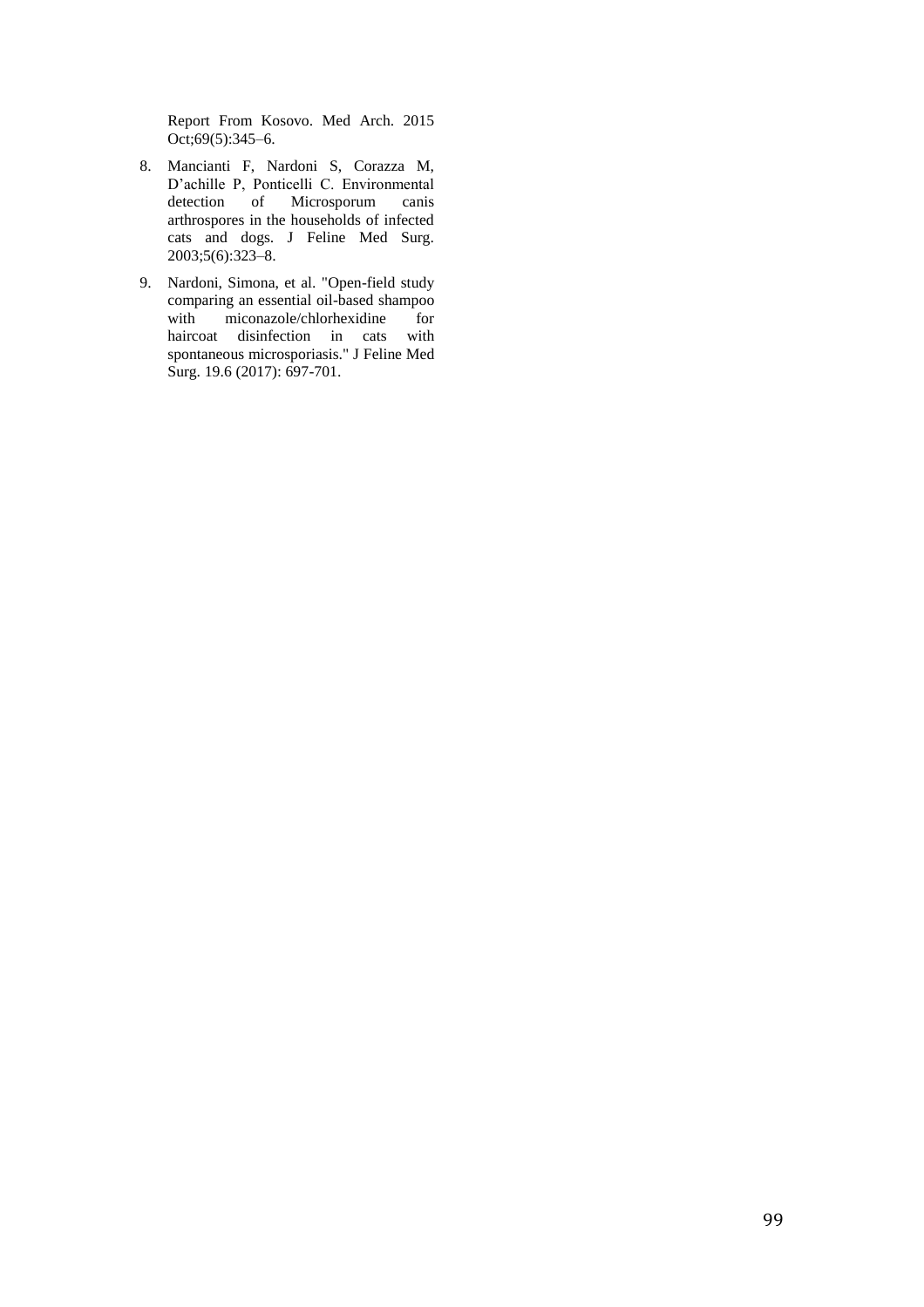Report From Kosovo. Med Arch. 2015 Oct;69(5):345–6.

8. Mancianti F, Nardoni S, Corazza M, D'achille P, Ponticelli C. Environmental detection of Microsporum canis arthrospores in the households of infected cats and dogs. J Feline Med Surg. 2003;5(6):323–8.

9. Nardoni, Simona, et al. "Open-field study comparing an essential oil-based shampoo with miconazole/chlorhexidine for haircoat disinfection in cats with spontaneous microsporiasis." J Feline Med Surg. 19.6 (2017): 697-701.